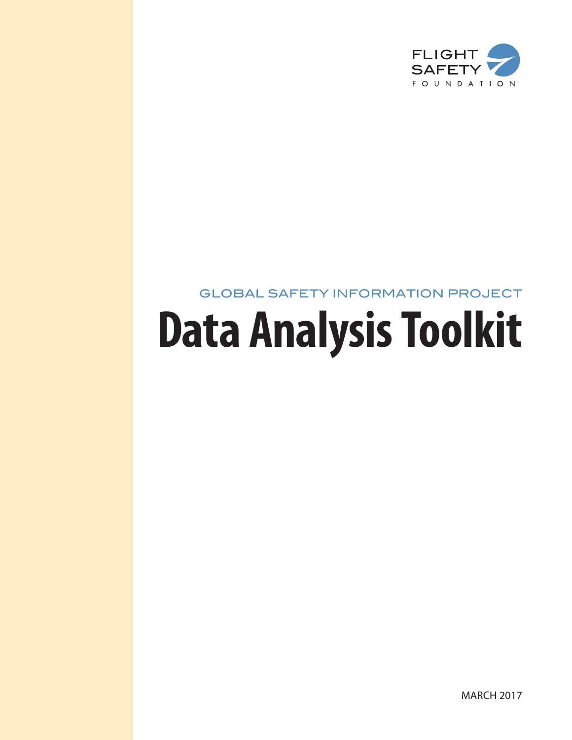FLIGHT SAFETY FOUNDATION

GLOBAL SAFETY INFORMATION PROJECT

# Data Analysis Toolkit

MARCH 2017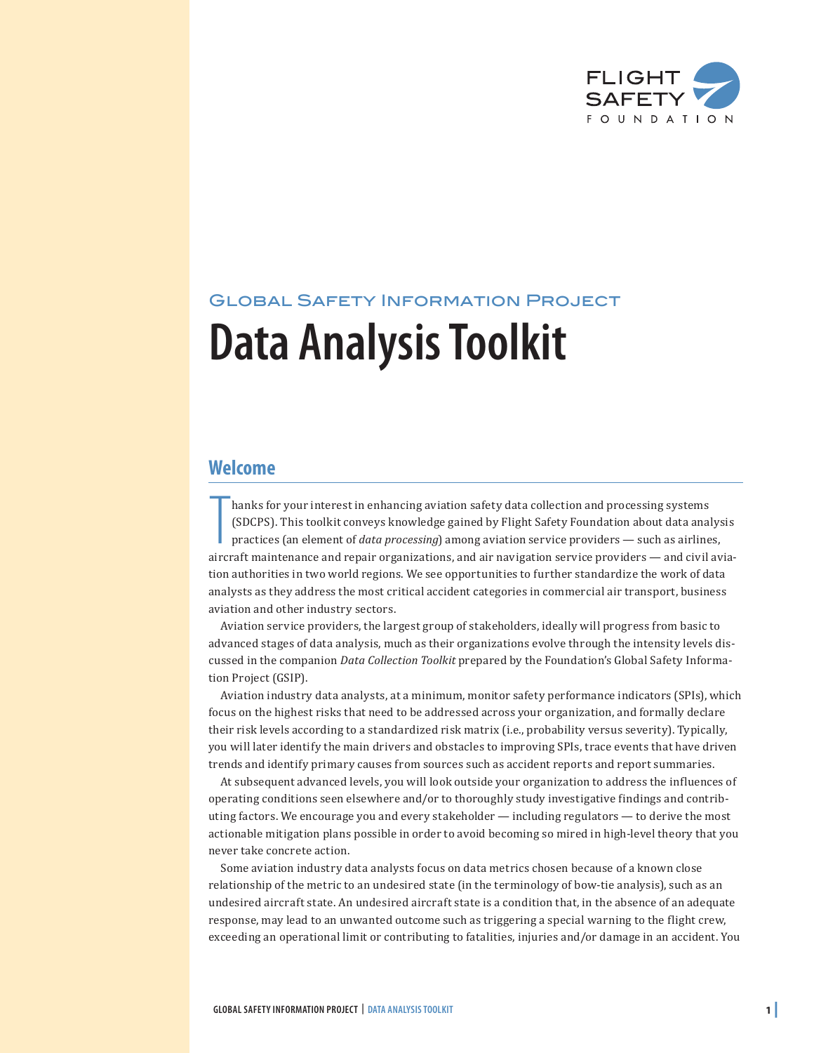# Global Safety Information Project

# Data Analysis Toolkit

## Welcome

Thanks for your interest in enhancing aviation safety data collection and processing systems (SDCPS). This toolkit conveys knowledge gained by Flight Safety Foundation about data analysis practices (an element of *data processing*) among aviation service providers — such as airlines, aircraft maintenance and repair organizations, and air navigation service providers — and civil aviation authorities in two world regions. We see opportunities to further standardize the work of data analysts as they address the most critical accident categories in commercial air transport, business aviation and other industry sectors.

Aviation service providers, the largest group of stakeholders, ideally will progress from basic to advanced stages of data analysis, much as their organizations evolve through the intensity levels discussed in the companion *Data Collection Toolkit* prepared by the Foundation's Global Safety Information Project (GSIP).

Aviation industry data analysts, at a minimum, monitor safety performance indicators (SPIs), which focus on the highest risks that need to be addressed across your organization, and formally declare their risk levels according to a standardized risk matrix (i.e., probability versus severity). Typically, you will later identify the main drivers and obstacles to improving SPIs, trace events that have driven trends and identify primary causes from sources such as accident reports and report summaries.

At subsequent advanced levels, you will look outside your organization to address the influences of operating conditions seen elsewhere and/or to thoroughly study investigative findings and contributing factors. We encourage you and every stakeholder — including regulators — to derive the most actionable mitigation plans possible in order to avoid becoming so mired in high-level theory that you never take concrete action.

Some aviation industry data analysts focus on data metrics chosen because of a known close relationship of the metric to an undesired state (in the terminology of bow-tie analysis), such as an undesired aircraft state. An undesired aircraft state is a condition that, in the absence of an adequate response, may lead to an unwanted outcome such as triggering a special warning to the flight crew, exceeding an operational limit or contributing to fatalities, injuries and/or damage in an accident. You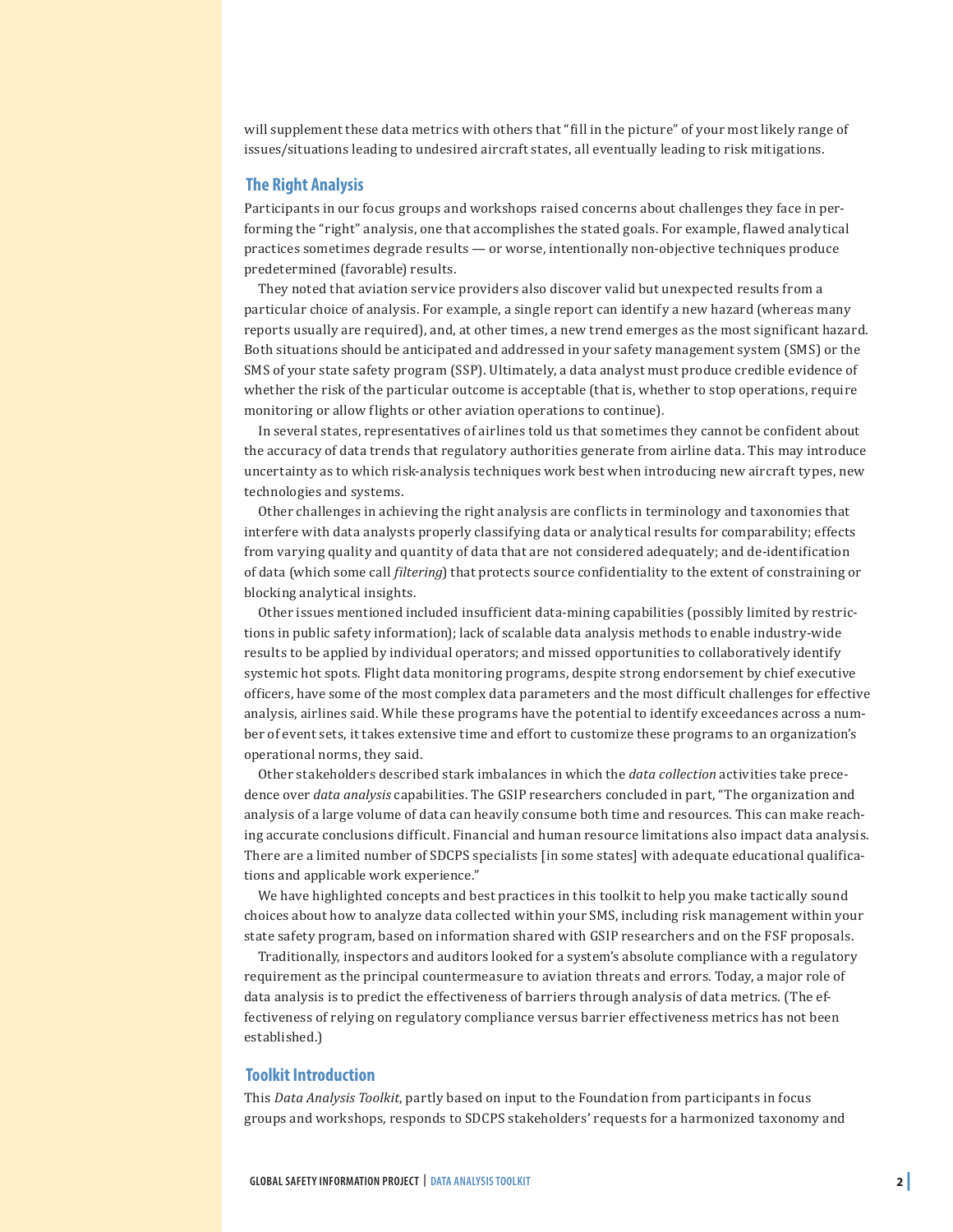will supplement these data metrics with others that "fill in the picture" of your most likely range of issues/situations leading to undesired aircraft states, all eventually leading to risk mitigations.

## The Right Analysis

Participants in our focus groups and workshops raised concerns about challenges they face in performing the "right" analysis, one that accomplishes the stated goals. For example, flawed analytical practices sometimes degrade results — or worse, intentionally non-objective techniques produce predetermined (favorable) results.

They noted that aviation service providers also discover valid but unexpected results from a particular choice of analysis. For example, a single report can identify a new hazard (whereas many reports usually are required), and, at other times, a new trend emerges as the most significant hazard. Both situations should be anticipated and addressed in your safety management system (SMS) or the SMS of your state safety program (SSP). Ultimately, a data analyst must produce credible evidence of whether the risk of the particular outcome is acceptable (that is, whether to stop operations, require monitoring or allow flights or other aviation operations to continue).

In several states, representatives of airlines told us that sometimes they cannot be confident about the accuracy of data trends that regulatory authorities generate from airline data. This may introduce uncertainty as to which risk-analysis techniques work best when introducing new aircraft types, new technologies and systems.

Other challenges in achieving the right analysis are conflicts in terminology and taxonomies that interfere with data analysts properly classifying data or analytical results for comparability; effects from varying quality and quantity of data that are not considered adequately; and de-identification of data (which some call *filtering*) that protects source confidentiality to the extent of constraining or blocking analytical insights.

Other issues mentioned included insufficient data-mining capabilities (possibly limited by restrictions in public safety information); lack of scalable data analysis methods to enable industry-wide results to be applied by individual operators; and missed opportunities to collaboratively identify systemic hot spots. Flight data monitoring programs, despite strong endorsement by chief executive officers, have some of the most complex data parameters and the most difficult challenges for effective analysis, airlines said. While these programs have the potential to identify exceedances across a number of event sets, it takes extensive time and effort to customize these programs to an organization's operational norms, they said.

Other stakeholders described stark imbalances in which the *data collection* activities take precedence over *data analysis* capabilities. The GSIP researchers concluded in part, "The organization and analysis of a large volume of data can heavily consume both time and resources. This can make reaching accurate conclusions difficult. Financial and human resource limitations also impact data analysis. There are a limited number of SDCPS specialists [in some states] with adequate educational qualifications and applicable work experience."

We have highlighted concepts and best practices in this toolkit to help you make tactically sound choices about how to analyze data collected within your SMS, including risk management within your state safety program, based on information shared with GSIP researchers and on the FSF proposals.

Traditionally, inspectors and auditors looked for a system's absolute compliance with a regulatory requirement as the principal countermeasure to aviation threats and errors. Today, a major role of data analysis is to predict the effectiveness of barriers through analysis of data metrics. (The effectiveness of relying on regulatory compliance versus barrier effectiveness metrics has not been established.)

## Toolkit Introduction

This *Data Analysis Toolkit*, partly based on input to the Foundation from participants in focus groups and workshops, responds to SDCPS stakeholders' requests for a harmonized taxonomy and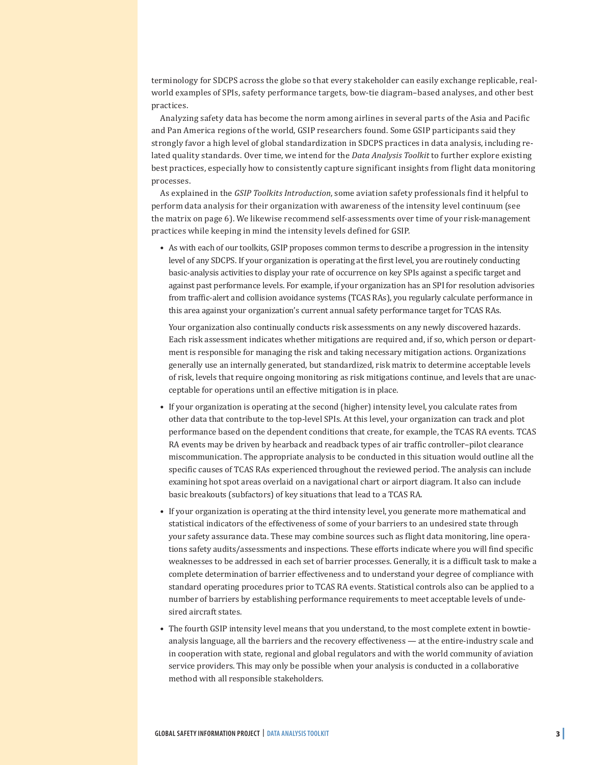terminology for SDCPS across the globe so that every stakeholder can easily exchange replicable, real-world examples of SPIs, safety performance targets, bow-tie diagram–based analyses, and other best practices.

Analyzing safety data has become the norm among airlines in several parts of the Asia and Pacific and Pan America regions of the world, GSIP researchers found. Some GSIP participants said they strongly favor a high level of global standardization in SDCPS practices in data analysis, including related quality standards. Over time, we intend for the *Data Analysis Toolkit* to further explore existing best practices, especially how to consistently capture significant insights from flight data monitoring processes.

As explained in the *GSIP Toolkits Introduction*, some aviation safety professionals find it helpful to perform data analysis for their organization with awareness of the intensity level continuum (see the matrix on page 6). We likewise recommend self-assessments over time of your risk-management practices while keeping in mind the intensity levels defined for GSIP.

- As with each of our toolkits, GSIP proposes common terms to describe a progression in the intensity level of any SDCPS. If your organization is operating at the first level, you are routinely conducting basic-analysis activities to display your rate of occurrence on key SPIs against a specific target and against past performance levels. For example, if your organization has an SPI for resolution advisories from traffic-alert and collision avoidance systems (TCAS RAs), you regularly calculate performance in this area against your organization's current annual safety performance target for TCAS RAs.

  Your organization also continually conducts risk assessments on any newly discovered hazards. Each risk assessment indicates whether mitigations are required and, if so, which person or department is responsible for managing the risk and taking necessary mitigation actions. Organizations generally use an internally generated, but standardized, risk matrix to determine acceptable levels of risk, levels that require ongoing monitoring as risk mitigations continue, and levels that are unacceptable for operations until an effective mitigation is in place.

- If your organization is operating at the second (higher) intensity level, you calculate rates from other data that contribute to the top-level SPIs. At this level, your organization can track and plot performance based on the dependent conditions that create, for example, the TCAS RA events. TCAS RA events may be driven by hearback and readback types of air traffic controller–pilot clearance miscommunication. The appropriate analysis to be conducted in this situation would outline all the specific causes of TCAS RAs experienced throughout the reviewed period. The analysis can include examining hot spot areas overlaid on a navigational chart or airport diagram. It also can include basic breakouts (subfactors) of key situations that lead to a TCAS RA.

- If your organization is operating at the third intensity level, you generate more mathematical and statistical indicators of the effectiveness of some of your barriers to an undesired state through your safety assurance data. These may combine sources such as flight data monitoring, line operations safety audits/assessments and inspections. These efforts indicate where you will find specific weaknesses to be addressed in each set of barrier processes. Generally, it is a difficult task to make a complete determination of barrier effectiveness and to understand your degree of compliance with standard operating procedures prior to TCAS RA events. Statistical controls also can be applied to a number of barriers by establishing performance requirements to meet acceptable levels of undesired aircraft states.

- The fourth GSIP intensity level means that you understand, to the most complete extent in bowtie-analysis language, all the barriers and the recovery effectiveness — at the entire-industry scale and in cooperation with state, regional and global regulators and with the world community of aviation service providers. This may only be possible when your analysis is conducted in a collaborative method with all responsible stakeholders.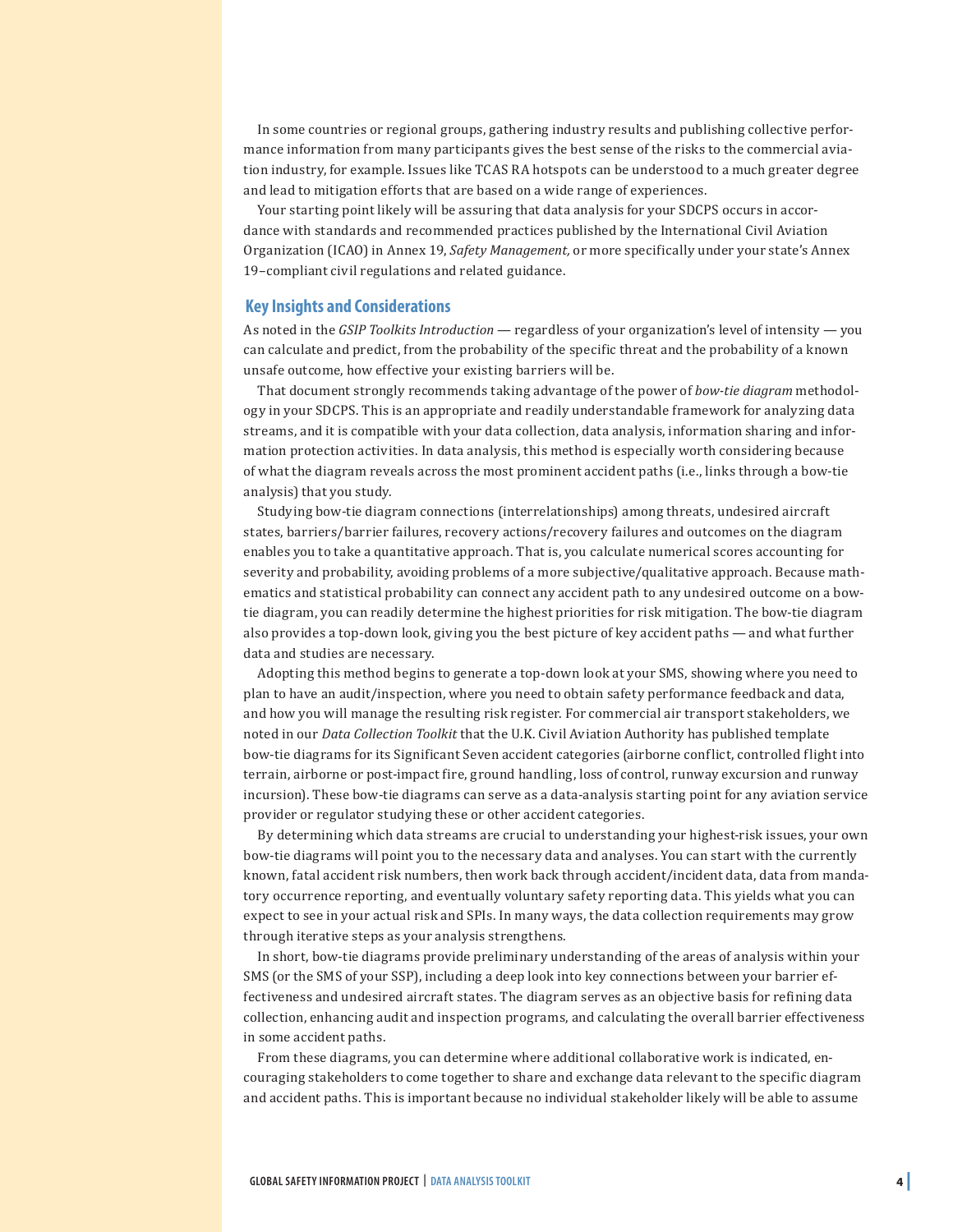In some countries or regional groups, gathering industry results and publishing collective performance information from many participants gives the best sense of the risks to the commercial aviation industry, for example. Issues like TCAS RA hotspots can be understood to a much greater degree and lead to mitigation efforts that are based on a wide range of experiences.

Your starting point likely will be assuring that data analysis for your SDCPS occurs in accordance with standards and recommended practices published by the International Civil Aviation Organization (ICAO) in Annex 19, *Safety Management,* or more specifically under your state's Annex 19–compliant civil regulations and related guidance.

## Key Insights and Considerations

As noted in the *GSIP Toolkits Introduction* — regardless of your organization's level of intensity — you can calculate and predict, from the probability of the specific threat and the probability of a known unsafe outcome, how effective your existing barriers will be.

That document strongly recommends taking advantage of the power of *bow-tie diagram* methodology in your SDCPS. This is an appropriate and readily understandable framework for analyzing data streams, and it is compatible with your data collection, data analysis, information sharing and information protection activities. In data analysis, this method is especially worth considering because of what the diagram reveals across the most prominent accident paths (i.e., links through a bow-tie analysis) that you study.

Studying bow-tie diagram connections (interrelationships) among threats, undesired aircraft states, barriers/barrier failures, recovery actions/recovery failures and outcomes on the diagram enables you to take a quantitative approach. That is, you calculate numerical scores accounting for severity and probability, avoiding problems of a more subjective/qualitative approach. Because mathematics and statistical probability can connect any accident path to any undesired outcome on a bow-tie diagram, you can readily determine the highest priorities for risk mitigation. The bow-tie diagram also provides a top-down look, giving you the best picture of key accident paths — and what further data and studies are necessary.

Adopting this method begins to generate a top-down look at your SMS, showing where you need to plan to have an audit/inspection, where you need to obtain safety performance feedback and data, and how you will manage the resulting risk register. For commercial air transport stakeholders, we noted in our *Data Collection Toolkit* that the U.K. Civil Aviation Authority has published template bow-tie diagrams for its Significant Seven accident categories (airborne conflict, controlled flight into terrain, airborne or post-impact fire, ground handling, loss of control, runway excursion and runway incursion). These bow-tie diagrams can serve as a data-analysis starting point for any aviation service provider or regulator studying these or other accident categories.

By determining which data streams are crucial to understanding your highest-risk issues, your own bow-tie diagrams will point you to the necessary data and analyses. You can start with the currently known, fatal accident risk numbers, then work back through accident/incident data, data from mandatory occurrence reporting, and eventually voluntary safety reporting data. This yields what you can expect to see in your actual risk and SPIs. In many ways, the data collection requirements may grow through iterative steps as your analysis strengthens.

In short, bow-tie diagrams provide preliminary understanding of the areas of analysis within your SMS (or the SMS of your SSP), including a deep look into key connections between your barrier effectiveness and undesired aircraft states. The diagram serves as an objective basis for refining data collection, enhancing audit and inspection programs, and calculating the overall barrier effectiveness in some accident paths.

From these diagrams, you can determine where additional collaborative work is indicated, encouraging stakeholders to come together to share and exchange data relevant to the specific diagram and accident paths. This is important because no individual stakeholder likely will be able to assume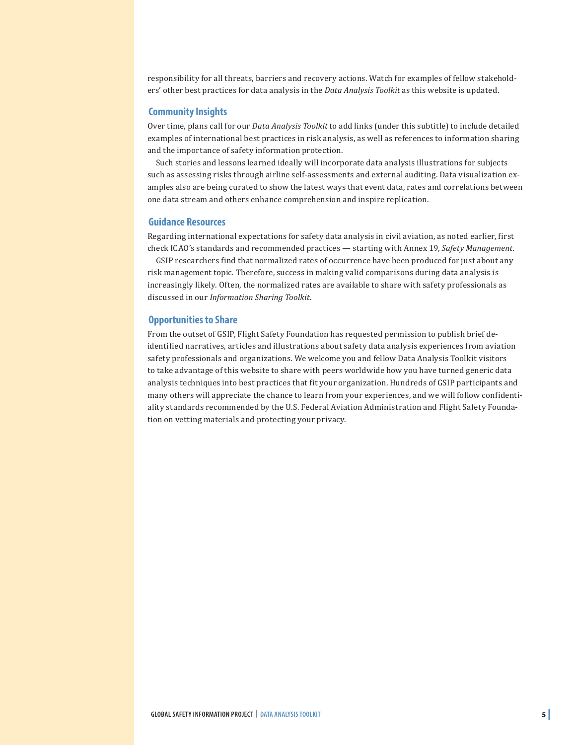responsibility for all threats, barriers and recovery actions. Watch for examples of fellow stakeholders' other best practices for data analysis in the *Data Analysis Toolkit* as this website is updated.

## Community Insights

Over time, plans call for our *Data Analysis Toolkit* to add links (under this subtitle) to include detailed examples of international best practices in risk analysis, as well as references to information sharing and the importance of safety information protection.

Such stories and lessons learned ideally will incorporate data analysis illustrations for subjects such as assessing risks through airline self-assessments and external auditing. Data visualization examples also are being curated to show the latest ways that event data, rates and correlations between one data stream and others enhance comprehension and inspire replication.

## Guidance Resources

Regarding international expectations for safety data analysis in civil aviation, as noted earlier, first check ICAO's standards and recommended practices — starting with Annex 19, *Safety Management.*

GSIP researchers find that normalized rates of occurrence have been produced for just about any risk management topic. Therefore, success in making valid comparisons during data analysis is increasingly likely. Often, the normalized rates are available to share with safety professionals as discussed in our *Information Sharing Toolkit*.

## Opportunities to Share

From the outset of GSIP, Flight Safety Foundation has requested permission to publish brief de-identified narratives, articles and illustrations about safety data analysis experiences from aviation safety professionals and organizations. We welcome you and fellow Data Analysis Toolkit visitors to take advantage of this website to share with peers worldwide how you have turned generic data analysis techniques into best practices that fit your organization. Hundreds of GSIP participants and many others will appreciate the chance to learn from your experiences, and we will follow confidentiality standards recommended by the U.S. Federal Aviation Administration and Flight Safety Foundation on vetting materials and protecting your privacy.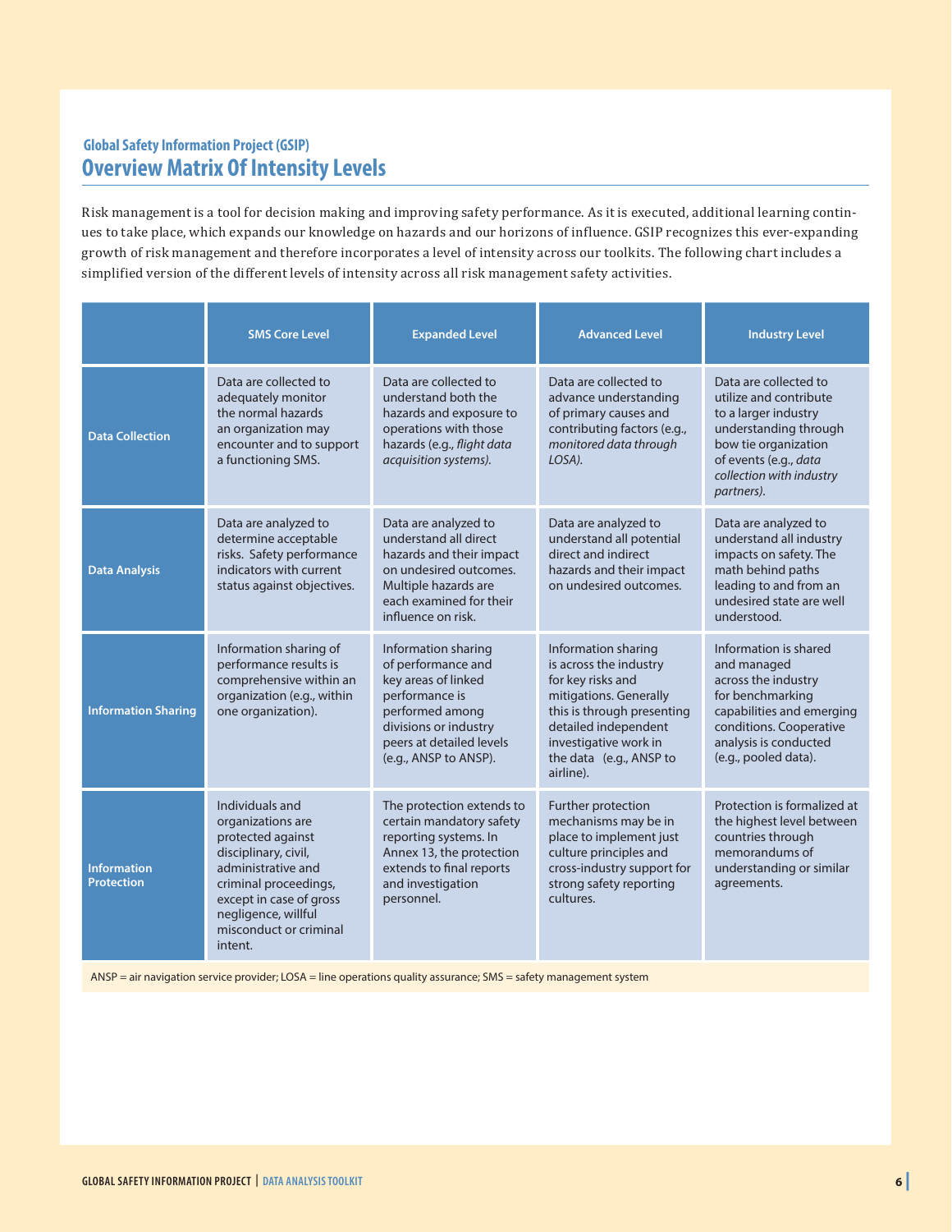### Global Safety Information Project (GSIP)

## Overview Matrix Of Intensity Levels

Risk management is a tool for decision making and improving safety performance. As it is executed, additional learning continues to take place, which expands our knowledge on hazards and our horizons of influence. GSIP recognizes this ever-expanding growth of risk management and therefore incorporates a level of intensity across our toolkits. The following chart includes a simplified version of the different levels of intensity across all risk management safety activities.

| | SMS Core Level | Expanded Level | Advanced Level | Industry Level |
|---|---|---|---|---|
| **Data Collection** | Data are collected to adequately monitor the normal hazards an organization may encounter and to support a functioning SMS. | Data are collected to understand both the hazards and exposure to operations with those hazards (e.g., *flight data acquisition systems).* | Data are collected to advance understanding of primary causes and contributing factors (e.g., *monitored data through LOSA).* | Data are collected to utilize and contribute to a larger industry understanding through bow tie organization of events (e.g., *data collection with industry partners).* |
| **Data Analysis** | Data are analyzed to determine acceptable risks. Safety performance indicators with current status against objectives. | Data are analyzed to understand all direct hazards and their impact on undesired outcomes. Multiple hazards are each examined for their influence on risk. | Data are analyzed to understand all potential direct and indirect hazards and their impact on undesired outcomes. | Data are analyzed to understand all industry impacts on safety. The math behind paths leading to and from an undesired state are well understood. |
| **Information Sharing** | Information sharing of performance results is comprehensive within an organization (e.g., within one organization). | Information sharing of performance and key areas of linked performance is performed among divisions or industry peers at detailed levels (e.g., ANSP to ANSP). | Information sharing is across the industry for key risks and mitigations. Generally this is through presenting detailed independent investigative work in the data (e.g., ANSP to airline). | Information is shared and managed across the industry for benchmarking capabilities and emerging conditions. Cooperative analysis is conducted (e.g., pooled data). |
| **Information Protection** | Individuals and organizations are protected against disciplinary, civil, administrative and criminal proceedings, except in case of gross negligence, willful misconduct or criminal intent. | The protection extends to certain mandatory safety reporting systems. In Annex 13, the protection extends to final reports and investigation personnel. | Further protection mechanisms may be in place to implement just culture principles and cross-industry support for strong safety reporting cultures. | Protection is formalized at the highest level between countries through memorandums of understanding or similar agreements. |

ANSP = air navigation service provider; LOSA = line operations quality assurance; SMS = safety management system